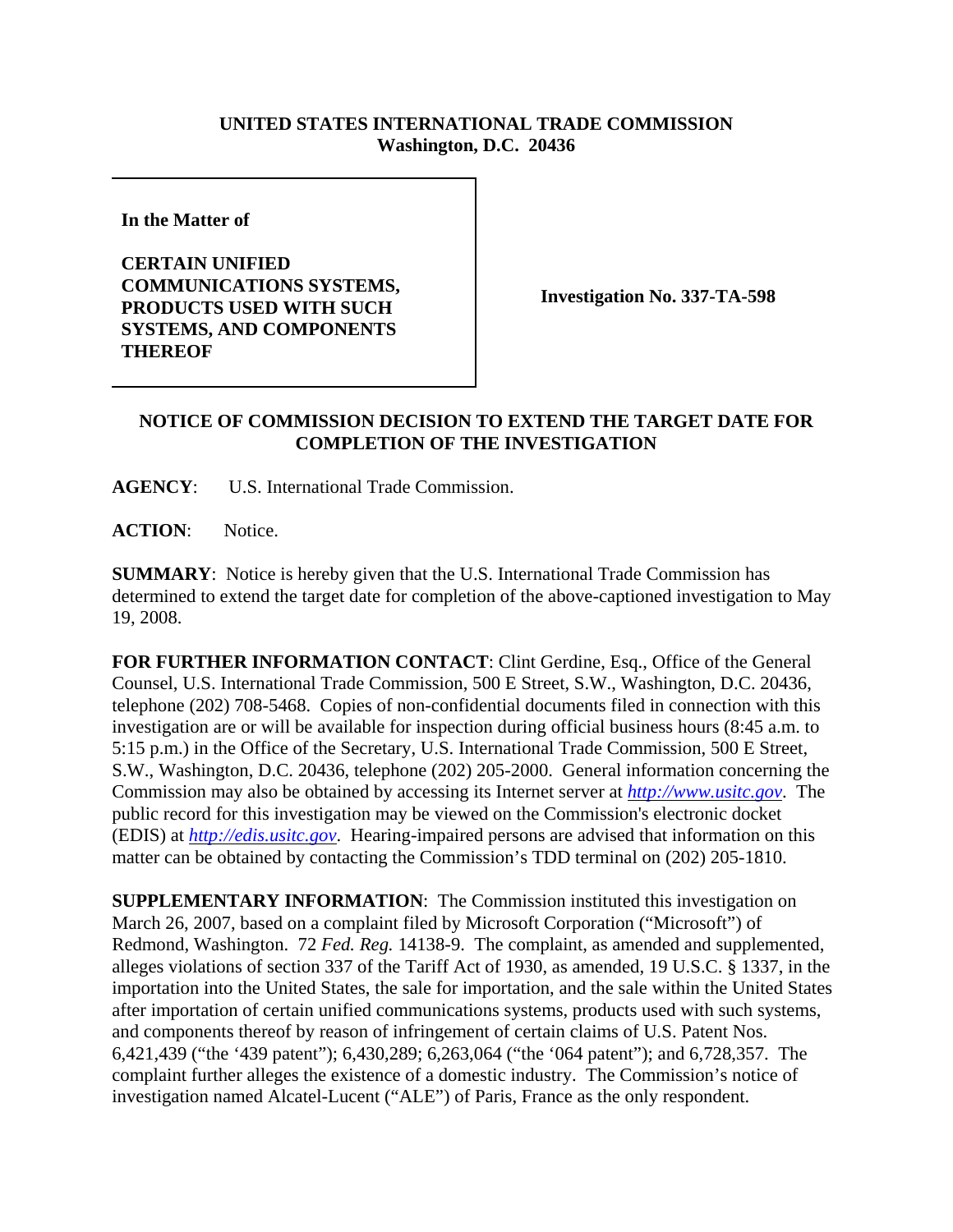**UNITED STATES INTERNATIONAL TRADE COMMISSION**
**Washington, D.C. 20436**

| In the Matter of<br><br>**CERTAIN UNIFIED COMMUNICATIONS SYSTEMS, PRODUCTS USED WITH SUCH SYSTEMS, AND COMPONENTS THEREOF** | **Investigation No. 337-TA-598** |
|---|---|

**NOTICE OF COMMISSION DECISION TO EXTEND THE TARGET DATE FOR COMPLETION OF THE INVESTIGATION**

**AGENCY**: U.S. International Trade Commission.

**ACTION**: Notice.

**SUMMARY**: Notice is hereby given that the U.S. International Trade Commission has determined to extend the target date for completion of the above-captioned investigation to May 19, 2008.

**FOR FURTHER INFORMATION CONTACT**: Clint Gerdine, Esq., Office of the General Counsel, U.S. International Trade Commission, 500 E Street, S.W., Washington, D.C. 20436, telephone (202) 708-5468. Copies of non-confidential documents filed in connection with this investigation are or will be available for inspection during official business hours (8:45 a.m. to 5:15 p.m.) in the Office of the Secretary, U.S. International Trade Commission, 500 E Street, S.W., Washington, D.C. 20436, telephone (202) 205-2000. General information concerning the Commission may also be obtained by accessing its Internet server at *http://www.usitc.gov*. The public record for this investigation may be viewed on the Commission's electronic docket (EDIS) at *http://edis.usitc.gov*. Hearing-impaired persons are advised that information on this matter can be obtained by contacting the Commission's TDD terminal on (202) 205-1810.

**SUPPLEMENTARY INFORMATION**: The Commission instituted this investigation on March 26, 2007, based on a complaint filed by Microsoft Corporation ("Microsoft") of Redmond, Washington. 72 *Fed. Reg.* 14138-9. The complaint, as amended and supplemented, alleges violations of section 337 of the Tariff Act of 1930, as amended, 19 U.S.C. § 1337, in the importation into the United States, the sale for importation, and the sale within the United States after importation of certain unified communications systems, products used with such systems, and components thereof by reason of infringement of certain claims of U.S. Patent Nos. 6,421,439 ("the '439 patent"); 6,430,289; 6,263,064 ("the '064 patent"); and 6,728,357. The complaint further alleges the existence of a domestic industry. The Commission's notice of investigation named Alcatel-Lucent ("ALE") of Paris, France as the only respondent.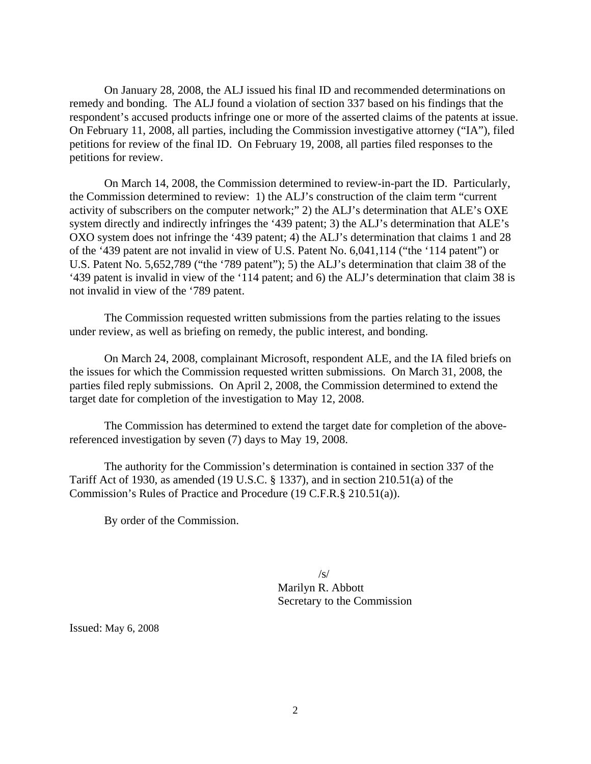On January 28, 2008, the ALJ issued his final ID and recommended determinations on remedy and bonding. The ALJ found a violation of section 337 based on his findings that the respondent's accused products infringe one or more of the asserted claims of the patents at issue. On February 11, 2008, all parties, including the Commission investigative attorney ("IA"), filed petitions for review of the final ID. On February 19, 2008, all parties filed responses to the petitions for review.

On March 14, 2008, the Commission determined to review-in-part the ID. Particularly, the Commission determined to review: 1) the ALJ's construction of the claim term "current activity of subscribers on the computer network;" 2) the ALJ's determination that ALE's OXE system directly and indirectly infringes the '439 patent; 3) the ALJ's determination that ALE's OXO system does not infringe the '439 patent; 4) the ALJ's determination that claims 1 and 28 of the '439 patent are not invalid in view of U.S. Patent No. 6,041,114 ("the '114 patent") or U.S. Patent No. 5,652,789 ("the '789 patent"); 5) the ALJ's determination that claim 38 of the '439 patent is invalid in view of the '114 patent; and 6) the ALJ's determination that claim 38 is not invalid in view of the '789 patent.

The Commission requested written submissions from the parties relating to the issues under review, as well as briefing on remedy, the public interest, and bonding.

On March 24, 2008, complainant Microsoft, respondent ALE, and the IA filed briefs on the issues for which the Commission requested written submissions. On March 31, 2008, the parties filed reply submissions. On April 2, 2008, the Commission determined to extend the target date for completion of the investigation to May 12, 2008.

The Commission has determined to extend the target date for completion of the above-referenced investigation by seven (7) days to May 19, 2008.

The authority for the Commission's determination is contained in section 337 of the Tariff Act of 1930, as amended (19 U.S.C. § 1337), and in section 210.51(a) of the Commission's Rules of Practice and Procedure (19 C.F.R.§ 210.51(a)).

By order of the Commission.

/s/
Marilyn R. Abbott
Secretary to the Commission

Issued: May 6, 2008